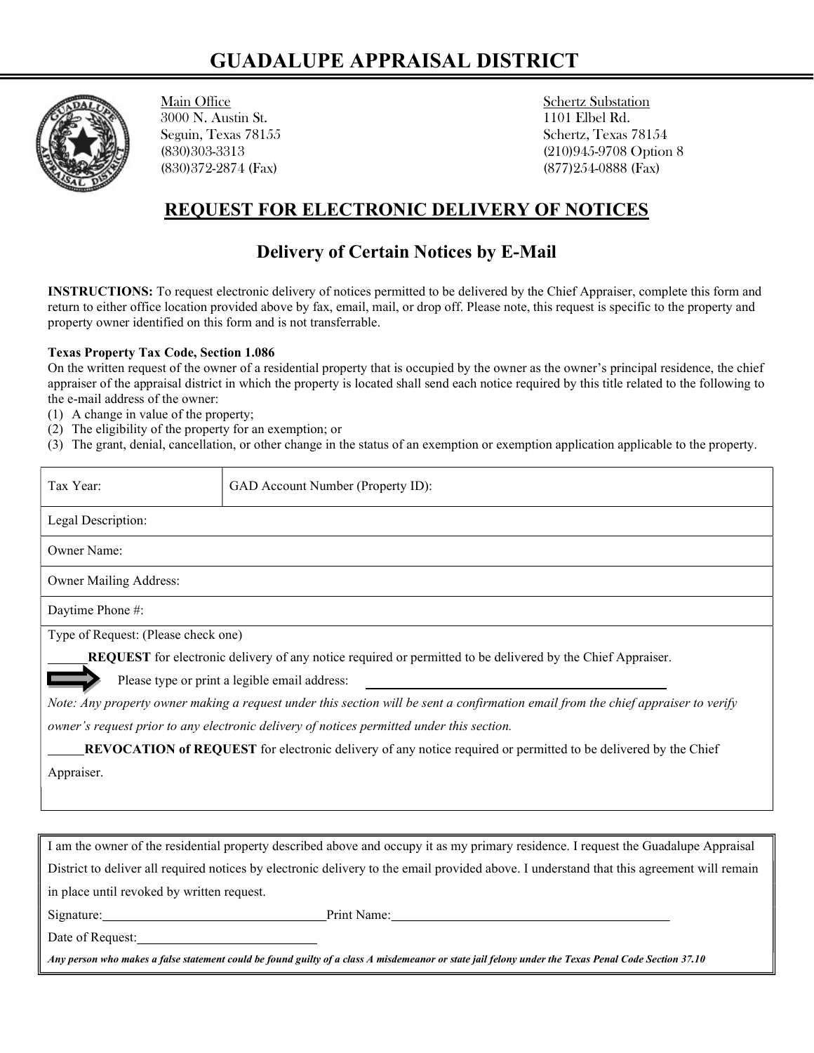# GUADALUPE APPRAISAL DISTRICT

Main Office
3000 N. Austin St.
Seguin, Texas 78155
(830)303-3313
(830)372-2874 (Fax)

Schertz Substation
1101 Elbel Rd.
Schertz, Texas 78154
(210)945-9708 Option 8
(877)254-0888 (Fax)

## REQUEST FOR ELECTRONIC DELIVERY OF NOTICES

### Delivery of Certain Notices by E-Mail

**INSTRUCTIONS:** To request electronic delivery of notices permitted to be delivered by the Chief Appraiser, complete this form and return to either office location provided above by fax, email, mail, or drop off. Please note, this request is specific to the property and property owner identified on this form and is not transferrable.

**Texas Property Tax Code, Section 1.086**

On the written request of the owner of a residential property that is occupied by the owner as the owner's principal residence, the chief appraiser of the appraisal district in which the property is located shall send each notice required by this title related to the following to the e-mail address of the owner:

1. A change in value of the property;
2. The eligibility of the property for an exemption; or
3. The grant, denial, cancellation, or other change in the status of an exemption or exemption application applicable to the property.

| Tax Year: | GAD Account Number (Property ID): |
|---|---|
| Legal Description: | |
| Owner Name: | |
| Owner Mailing Address: | |
| Daytime Phone #: | |

Type of Request: (Please check one)

______**REQUEST** for electronic delivery of any notice required or permitted to be delivered by the Chief Appraiser.

Please type or print a legible email address: ______________________________

*Note: Any property owner making a request under this section will be sent a confirmation email from the chief appraiser to verify owner's request prior to any electronic delivery of notices permitted under this section.*

______**REVOCATION of REQUEST** for electronic delivery of any notice required or permitted to be delivered by the Chief Appraiser.

I am the owner of the residential property described above and occupy it as my primary residence. I request the Guadalupe Appraisal District to deliver all required notices by electronic delivery to the email provided above. I understand that this agreement will remain in place until revoked by written request.

Signature:______________________________ Print Name:______________________________

Date of Request:______________________________

***Any person who makes a false statement could be found guilty of a class A misdemeanor or state jail felony under the Texas Penal Code Section 37.10***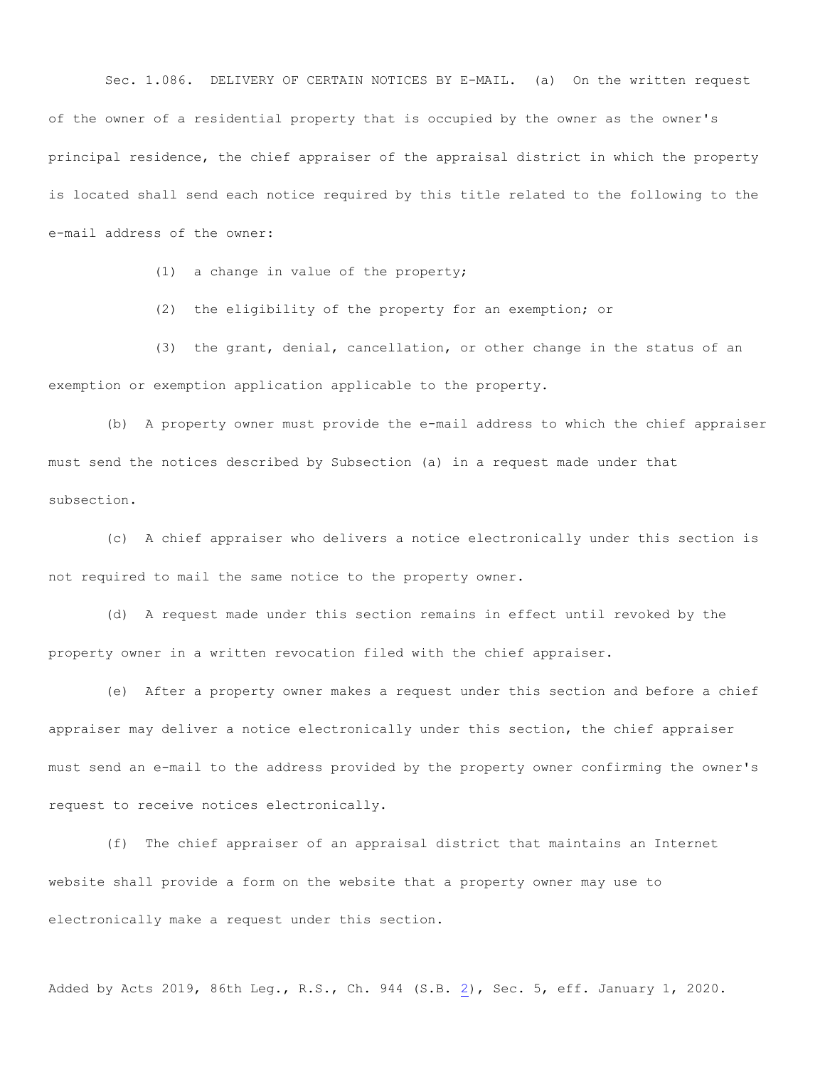Sec. 1.086. DELIVERY OF CERTAIN NOTICES BY E-MAIL. (a) On the written request of the owner of a residential property that is occupied by the owner as the owner's principal residence, the chief appraiser of the appraisal district in which the property is located shall send each notice required by this title related to the following to the e-mail address of the owner:

(1) a change in value of the property;

(2) the eligibility of the property for an exemption; or

(3) the grant, denial, cancellation, or other change in the status of an exemption or exemption application applicable to the property.

(b) A property owner must provide the e-mail address to which the chief appraiser must send the notices described by Subsection (a) in a request made under that subsection.

(c) A chief appraiser who delivers a notice electronically under this section is not required to mail the same notice to the property owner.

(d) A request made under this section remains in effect until revoked by the property owner in a written revocation filed with the chief appraiser.

(e) After a property owner makes a request under this section and before a chief appraiser may deliver a notice electronically under this section, the chief appraiser must send an e-mail to the address provided by the property owner confirming the owner's request to receive notices electronically.

(f) The chief appraiser of an appraisal district that maintains an Internet website shall provide a form on the website that a property owner may use to electronically make a request under this section.

Added by Acts 2019, 86th Leg., R.S., Ch. 944 (S.B. 2), Sec. 5, eff. January 1, 2020.